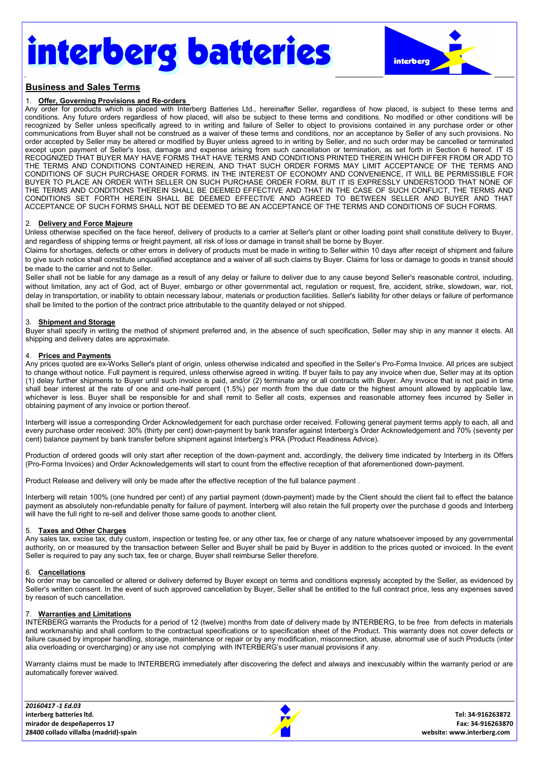# interberg batteries

## Business and Sales Terms

### 1. Offer, Governing Provisions and Re-orders

Any order for products which is placed with Interberg Batteries Ltd., hereinafter Seller, regardless of how placed, is subject to these terms and conditions. Any future orders regardless of how placed, will also be subject to these terms and conditions. No modified or other conditions will be recognized by Seller unless specifically agreed to in writing and failure of Seller to object to provisions contained in any purchase order or other communications from Buyer shall not be construed as a waiver of these terms and conditions, nor an acceptance by Seller of any such provisions. No order accepted by Seller may be altered or modified by Buyer unless agreed to in writing by Seller, and no such order may be cancelled or terminated except upon payment of Seller's loss, damage and expense arising from such cancellation or termination, as set forth in Section 6 hereof. IT IS RECOGNIZED THAT BUYER MAY HAVE FORMS THAT HAVE TERMS AND CONDITIONS PRINTED THEREIN WHICH DIFFER FROM OR ADD TO THE TERMS AND CONDITIONS CONTAINED HEREIN, AND THAT SUCH ORDER FORMS MAY LIMIT ACCEPTANCE OF THE TERMS AND CONDITIONS OF SUCH PURCHASE ORDER FORMS. IN THE INTEREST OF ECONOMY AND CONVENIENCE, IT WILL BE PERMISSIBLE FOR BUYER TO PLACE AN ORDER WITH SELLER ON SUCH PURCHASE ORDER FORM, BUT IT IS EXPRESSLY UNDERSTOOD THAT NONE OF THE TERMS AND CONDITIONS THEREIN SHALL BE DEEMED EFFECTIVE AND THAT IN THE CASE OF SUCH CONFLICT, THE TERMS AND CONDITIONS SET FORTH HEREIN SHALL BE DEEMED EFFECTIVE AND AGREED TO BETWEEN SELLER AND BUYER AND THAT ACCEPTANCE OF SUCH FORMS SHALL NOT BE DEEMED TO BE AN ACCEPTANCE OF THE TERMS AND CONDITIONS OF SUCH FORMS.

### 2. Delivery and Force Majeure

Unless otherwise specified on the face hereof, delivery of products to a carrier at Seller's plant or other loading point shall constitute delivery to Buyer, and regardless of shipping terms or freight payment, all risk of loss or damage in transit shall be borne by Buyer.

Claims for shortages, defects or other errors in delivery of products must be made in writing to Seller within 10 days after receipt of shipment and failure to give such notice shall constitute unqualified acceptance and a waiver of all such claims by Buyer. Claims for loss or damage to goods in transit should be made to the carrier and not to Seller.

Seller shall not be liable for any damage as a result of any delay or failure to deliver due to any cause beyond Seller's reasonable control, including, without limitation, any act of God, act of Buyer, embargo or other governmental act, regulation or request, fire, accident, strike, slowdown, war, riot, delay in transportation, or inability to obtain necessary labour, materials or production facilities. Seller's liability for other delays or failure of performance shall be limited to the portion of the contract price attributable to the quantity delayed or not shipped.

### 3. Shipment and Storage

Buyer shall specify in writing the method of shipment preferred and, in the absence of such specification, Seller may ship in any manner it elects. All shipping and delivery dates are approximate.

### 4. Prices and Payments

Any prices quoted are ex-Works Seller's plant of origin, unless otherwise indicated and specified in the Seller's Pro-Forma Invoice. All prices are subject to change without notice. Full payment is required, unless otherwise agreed in writing. If buyer fails to pay any invoice when due, Seller may at its option (1) delay further shipments to Buyer until such invoice is paid, and/or (2) terminate any or all contracts with Buyer. Any invoice that is not paid in time shall bear interest at the rate of one and one-half percent (1.5%) per month from the due date or the highest amount allowed by applicable law, whichever is less. Buyer shall be responsible for and shall remit to Seller all costs, expenses and reasonable attorney fees incurred by Seller in obtaining payment of any invoice or portion thereof.

Interberg will issue a corresponding Order Acknowledgement for each purchase order received. Following general payment terms apply to each, all and every purchase order received: 30% (thirty per cent) down-payment by bank transfer against Interberg's Order Acknowledgement and 70% (seventy per cent) balance payment by bank transfer before shipment against Interberg's PRA (Product Readiness Advice).

Production of ordered goods will only start after reception of the down-payment and, accordingly, the delivery time indicated by Interberg in its Offers (Pro-Forma Invoices) and Order Acknowledgements will start to count from the effective reception of that aforementioned down-payment.

Product Release and delivery will only be made after the effective reception of the full balance payment .

Interberg will retain 100% (one hundred per cent) of any partial payment (down-payment) made by the Client should the client fail to effect the balance payment as absolutely non-refundable penalty for failure of payment. Interberg will also retain the full property over the purchase d goods and Interberg will have the full right to re-sell and deliver those same goods to another client.

### 5. Taxes and Other Charges

Any sales tax, excise tax, duty custom, inspection or testing fee, or any other tax, fee or charge of any nature whatsoever imposed by any governmental authority, on or measured by the transaction between Seller and Buyer shall be paid by Buyer in addition to the prices quoted or invoiced. In the event Seller is required to pay any such tax, fee or charge, Buyer shall reimburse Seller therefore.

### 6. Cancellations

No order may be cancelled or altered or delivery deferred by Buyer except on terms and conditions expressly accepted by the Seller, as evidenced by Seller's written consent. In the event of such approved cancellation by Buyer, Seller shall be entitled to the full contract price, less any expenses saved by reason of such cancellation.

### 7. Warranties and Limitations

INTERBERG warrants the Products for a period of 12 (twelve) months from date of delivery made by INTERBERG, to be free from defects in materials and workmanship and shall conform to the contractual specifications or to specification sheet of the Product. This warranty does not cover defects or failure caused by improper handling, storage, maintenance or repair or by any modification, misconnection, abuse, abnormal use of such Products (inter alia overloading or overcharging) or any use not complying with INTERBERG's user manual provisions if any.

Warranty claims must be made to INTERBERG immediately after discovering the defect and always and inexcusably within the warranty period or are automatically forever waived.

*20160417 -1 Ed.03*
**interberg batteries ltd.**
**mirador de despeñaperros 17**
**28400 collado villalba (madrid)-spain**

**Tel: 34-916263872**
**Fax: 34-916263870**
**website: www.interberg.com**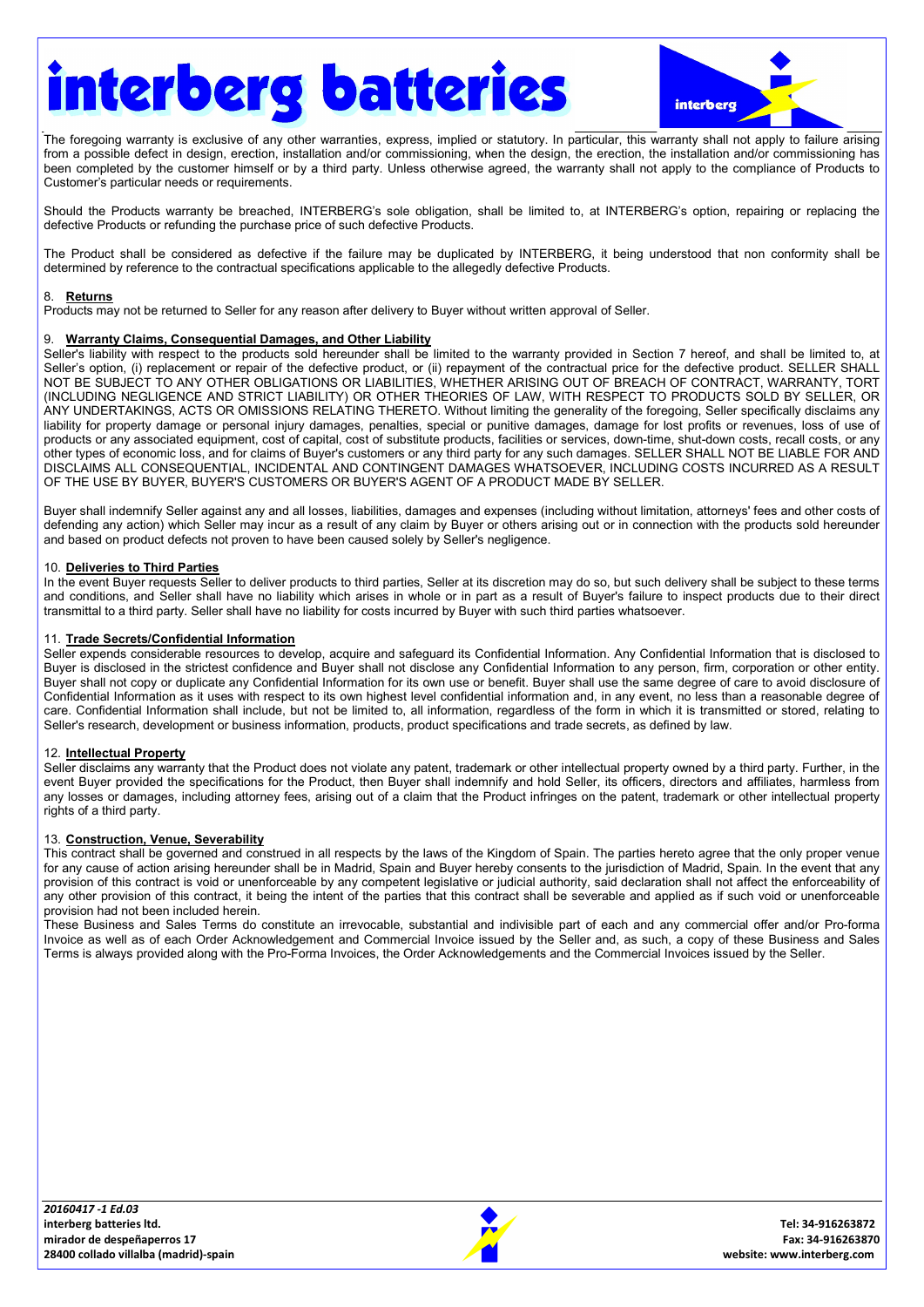The foregoing warranty is exclusive of any other warranties, express, implied or statutory. In particular, this warranty shall not apply to failure arising from a possible defect in design, erection, installation and/or commissioning, when the design, the erection, the installation and/or commissioning has been completed by the customer himself or by a third party. Unless otherwise agreed, the warranty shall not apply to the compliance of Products to Customer's particular needs or requirements.

Should the Products warranty be breached, INTERBERG's sole obligation, shall be limited to, at INTERBERG's option, repairing or replacing the defective Products or refunding the purchase price of such defective Products.

The Product shall be considered as defective if the failure may be duplicated by INTERBERG, it being understood that non conformity shall be determined by reference to the contractual specifications applicable to the allegedly defective Products.

## 8. Returns

Products may not be returned to Seller for any reason after delivery to Buyer without written approval of Seller.

## 9. Warranty Claims, Consequential Damages, and Other Liability

Seller's liability with respect to the products sold hereunder shall be limited to the warranty provided in Section 7 hereof, and shall be limited to, at Seller's option, (i) replacement or repair of the defective product, or (ii) repayment of the contractual price for the defective product. SELLER SHALL NOT BE SUBJECT TO ANY OTHER OBLIGATIONS OR LIABILITIES, WHETHER ARISING OUT OF BREACH OF CONTRACT, WARRANTY, TORT (INCLUDING NEGLIGENCE AND STRICT LIABILITY) OR OTHER THEORIES OF LAW, WITH RESPECT TO PRODUCTS SOLD BY SELLER, OR ANY UNDERTAKINGS, ACTS OR OMISSIONS RELATING THERETO. Without limiting the generality of the foregoing, Seller specifically disclaims any liability for property damage or personal injury damages, penalties, special or punitive damages, damage for lost profits or revenues, loss of use of products or any associated equipment, cost of capital, cost of substitute products, facilities or services, down-time, shut-down costs, recall costs, or any other types of economic loss, and for claims of Buyer's customers or any third party for any such damages. SELLER SHALL NOT BE LIABLE FOR AND DISCLAIMS ALL CONSEQUENTIAL, INCIDENTAL AND CONTINGENT DAMAGES WHATSOEVER, INCLUDING COSTS INCURRED AS A RESULT OF THE USE BY BUYER, BUYER'S CUSTOMERS OR BUYER'S AGENT OF A PRODUCT MADE BY SELLER.

Buyer shall indemnify Seller against any and all losses, liabilities, damages and expenses (including without limitation, attorneys' fees and other costs of defending any action) which Seller may incur as a result of any claim by Buyer or others arising out or in connection with the products sold hereunder and based on product defects not proven to have been caused solely by Seller's negligence.

## 10. Deliveries to Third Parties

In the event Buyer requests Seller to deliver products to third parties, Seller at its discretion may do so, but such delivery shall be subject to these terms and conditions, and Seller shall have no liability which arises in whole or in part as a result of Buyer's failure to inspect products due to their direct transmittal to a third party. Seller shall have no liability for costs incurred by Buyer with such third parties whatsoever.

## 11. Trade Secrets/Confidential Information

Seller expends considerable resources to develop, acquire and safeguard its Confidential Information. Any Confidential Information that is disclosed to Buyer is disclosed in the strictest confidence and Buyer shall not disclose any Confidential Information to any person, firm, corporation or other entity. Buyer shall not copy or duplicate any Confidential Information for its own use or benefit. Buyer shall use the same degree of care to avoid disclosure of Confidential Information as it uses with respect to its own highest level confidential information and, in any event, no less than a reasonable degree of care. Confidential Information shall include, but not be limited to, all information, regardless of the form in which it is transmitted or stored, relating to Seller's research, development or business information, products, product specifications and trade secrets, as defined by law.

## 12. Intellectual Property

Seller disclaims any warranty that the Product does not violate any patent, trademark or other intellectual property owned by a third party. Further, in the event Buyer provided the specifications for the Product, then Buyer shall indemnify and hold Seller, its officers, directors and affiliates, harmless from any losses or damages, including attorney fees, arising out of a claim that the Product infringes on the patent, trademark or other intellectual property rights of a third party.

## 13. Construction, Venue, Severability

This contract shall be governed and construed in all respects by the laws of the Kingdom of Spain. The parties hereto agree that the only proper venue for any cause of action arising hereunder shall be in Madrid, Spain and Buyer hereby consents to the jurisdiction of Madrid, Spain. In the event that any provision of this contract is void or unenforceable by any competent legislative or judicial authority, said declaration shall not affect the enforceability of any other provision of this contract, it being the intent of the parties that this contract shall be severable and applied as if such void or unenforceable provision had not been included herein.

These Business and Sales Terms do constitute an irrevocable, substantial and indivisible part of each and any commercial offer and/or Pro-forma Invoice as well as of each Order Acknowledgement and Commercial Invoice issued by the Seller and, as such, a copy of these Business and Sales Terms is always provided along with the Pro-Forma Invoices, the Order Acknowledgements and the Commercial Invoices issued by the Seller.